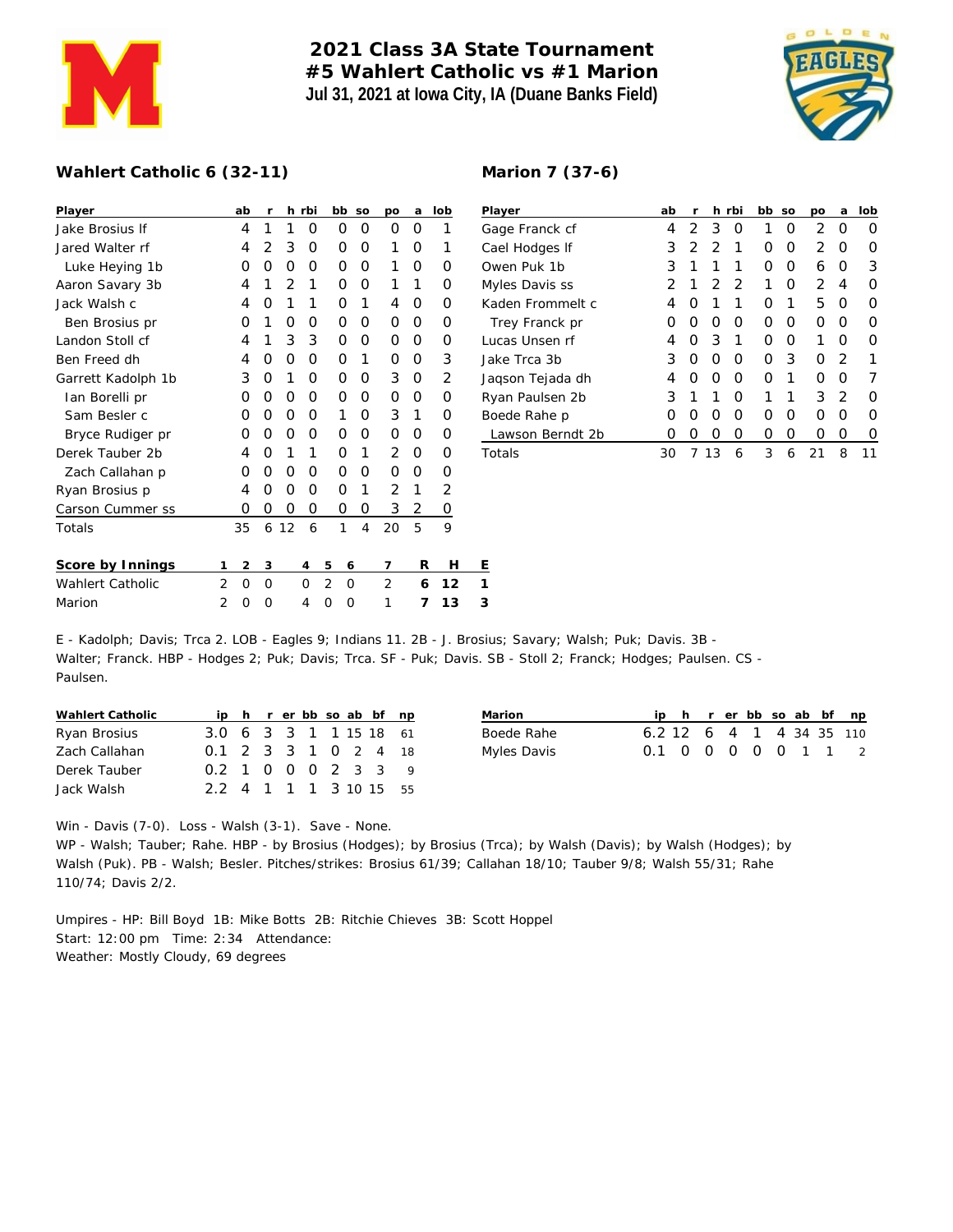# 2021 Class 3A State Tournament
## #5 Wahlert Catholic vs #1 Marion
**Jul 31, 2021 at Iowa City, IA (Duane Banks Field)**

### Wahlert Catholic 6 (32-11)

| Player | ab | r | h | rbi | bb | so | po | a | lob |
|---|---|---|---|---|---|---|---|---|---|
| Jake Brosius lf | 4 | 1 | 1 | 0 | 0 | 0 | 0 | 0 | 1 |
| Jared Walter rf | 4 | 2 | 3 | 0 | 0 | 0 | 1 | 0 | 1 |
| Luke Heying 1b | 0 | 0 | 0 | 0 | 0 | 0 | 1 | 0 | 0 |
| Aaron Savary 3b | 4 | 1 | 2 | 1 | 0 | 0 | 1 | 1 | 0 |
| Jack Walsh c | 4 | 0 | 1 | 1 | 0 | 1 | 4 | 0 | 0 |
| Ben Brosius pr | 0 | 1 | 0 | 0 | 0 | 0 | 0 | 0 | 0 |
| Landon Stoll cf | 4 | 1 | 3 | 3 | 0 | 0 | 0 | 0 | 0 |
| Ben Freed dh | 4 | 0 | 0 | 0 | 0 | 1 | 0 | 0 | 3 |
| Garrett Kadolph 1b | 3 | 0 | 1 | 0 | 0 | 0 | 3 | 0 | 2 |
| Ian Borelli pr | 0 | 0 | 0 | 0 | 0 | 0 | 0 | 0 | 0 |
| Sam Besler c | 0 | 0 | 0 | 0 | 1 | 0 | 3 | 1 | 0 |
| Bryce Rudiger pr | 0 | 0 | 0 | 0 | 0 | 0 | 0 | 0 | 0 |
| Derek Tauber 2b | 4 | 0 | 1 | 1 | 0 | 1 | 2 | 0 | 0 |
| Zach Callahan p | 0 | 0 | 0 | 0 | 0 | 0 | 0 | 0 | 0 |
| Ryan Brosius p | 4 | 0 | 0 | 0 | 0 | 1 | 2 | 1 | 2 |
| Carson Cummer ss | 0 | 0 | 0 | 0 | 0 | 0 | 3 | 2 | 0 |
| Totals | 35 | 6 | 12 | 6 | 1 | 4 | 20 | 5 | 9 |

### Marion 7 (37-6)

| Player | ab | r | h | rbi | bb | so | po | a | lob |
|---|---|---|---|---|---|---|---|---|---|
| Gage Franck cf | 4 | 2 | 3 | 0 | 1 | 0 | 2 | 0 | 0 |
| Cael Hodges lf | 3 | 2 | 2 | 1 | 0 | 0 | 2 | 0 | 0 |
| Owen Puk 1b | 3 | 1 | 1 | 1 | 0 | 0 | 6 | 0 | 3 |
| Myles Davis ss | 2 | 1 | 2 | 2 | 1 | 0 | 2 | 4 | 0 |
| Kaden Frommelt c | 4 | 0 | 1 | 1 | 0 | 1 | 5 | 0 | 0 |
| Trey Franck pr | 0 | 0 | 0 | 0 | 0 | 0 | 0 | 0 | 0 |
| Lucas Unsen rf | 4 | 0 | 3 | 1 | 0 | 0 | 1 | 0 | 0 |
| Jake Trca 3b | 3 | 0 | 0 | 0 | 0 | 3 | 0 | 2 | 1 |
| Jaqson Tejada dh | 4 | 0 | 0 | 0 | 0 | 1 | 0 | 0 | 7 |
| Ryan Paulsen 2b | 3 | 1 | 1 | 0 | 1 | 1 | 3 | 2 | 0 |
| Boede Rahe p | 0 | 0 | 0 | 0 | 0 | 0 | 0 | 0 | 0 |
| Lawson Berndt 2b | 0 | 0 | 0 | 0 | 0 | 0 | 0 | 0 | 0 |
| Totals | 30 | 7 | 13 | 6 | 3 | 6 | 21 | 8 | 11 |

| Score by Innings | 1 | 2 | 3 | 4 | 5 | 6 | 7 | R | H | E |
|---|---|---|---|---|---|---|---|---|---|---|
| Wahlert Catholic | 2 | 0 | 0 | 0 | 2 | 0 | 2 | 6 | 12 | 1 |
| Marion | 2 | 0 | 0 | 4 | 0 | 0 | 1 | 7 | 13 | 3 |

E - Kadolph; Davis; Trca 2. LOB - Eagles 9; Indians 11. 2B - J. Brosius; Savary; Walsh; Puk; Davis. 3B - Walter; Franck. HBP - Hodges 2; Puk; Davis; Trca. SF - Puk; Davis. SB - Stoll 2; Franck; Hodges; Paulsen. CS - Paulsen.

| Wahlert Catholic | ip | h | r | er | bb | so | ab | bf | np |
|---|---|---|---|---|---|---|---|---|---|
| Ryan Brosius | 3.0 | 6 | 3 | 3 | 1 | 1 | 15 | 18 | 61 |
| Zach Callahan | 0.1 | 2 | 3 | 3 | 1 | 0 | 2 | 4 | 18 |
| Derek Tauber | 0.2 | 1 | 0 | 0 | 0 | 2 | 3 | 3 | 9 |
| Jack Walsh | 2.2 | 4 | 1 | 1 | 1 | 3 | 10 | 15 | 55 |

| Marion | ip | h | r | er | bb | so | ab | bf | np |
|---|---|---|---|---|---|---|---|---|---|
| Boede Rahe | 6.2 | 12 | 6 | 4 | 1 | 4 | 34 | 35 | 110 |
| Myles Davis | 0.1 | 0 | 0 | 0 | 0 | 0 | 1 | 1 | 2 |

Win - Davis (7-0). Loss - Walsh (3-1). Save - None.
WP - Walsh; Tauber; Rahe. HBP - by Brosius (Hodges); by Brosius (Trca); by Walsh (Davis); by Walsh (Hodges); by Walsh (Puk). PB - Walsh; Besler. Pitches/strikes: Brosius 61/39; Callahan 18/10; Tauber 9/8; Walsh 55/31; Rahe 110/74; Davis 2/2.

Umpires - HP: Bill Boyd 1B: Mike Botts 2B: Ritchie Chieves 3B: Scott Hoppel
Start: 12:00 pm Time: 2:34 Attendance:
Weather: Mostly Cloudy, 69 degrees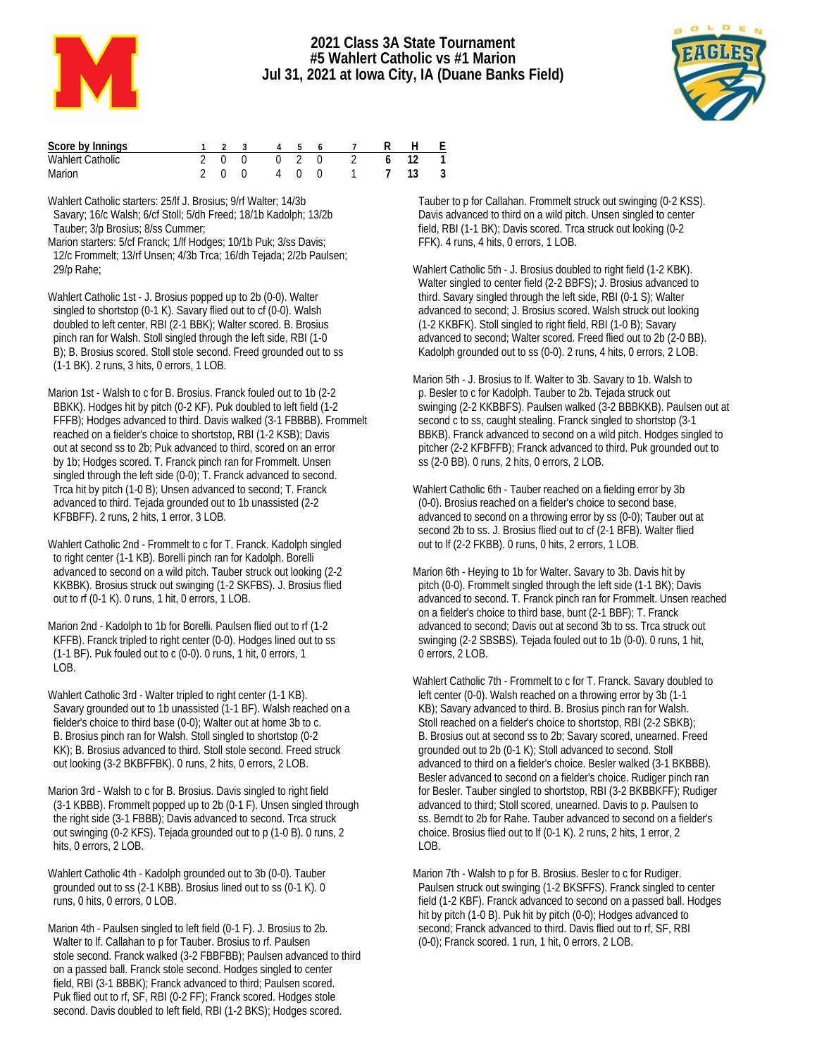# 2021 Class 3A State Tournament
## #5 Wahlert Catholic vs #1 Marion
### Jul 31, 2021 at Iowa City, IA (Duane Banks Field)

| Score by Innings | 1 | 2 | 3 | 4 | 5 | 6 | 7 | R | H | E |
|---|---|---|---|---|---|---|---|---|---|---|
| Wahlert Catholic | 2 | 0 | 0 | 0 | 2 | 0 | 2 | 6 | 12 | 1 |
| Marion | 2 | 0 | 0 | 4 | 0 | 0 | 1 | 7 | 13 | 3 |

Wahlert Catholic starters: 25/lf J. Brosius; 9/rf Walter; 14/3b Savary; 16/c Walsh; 6/cf Stoll; 5/dh Freed; 18/1b Kadolph; 13/2b Tauber; 3/p Brosius; 8/ss Cummer;

Marion starters: 5/cf Franck; 1/lf Hodges; 10/1b Puk; 3/ss Davis; 12/c Frommelt; 13/rf Unsen; 4/3b Trca; 16/dh Tejada; 2/2b Paulsen; 29/p Rahe;

Wahlert Catholic 1st - J. Brosius popped up to 2b (0-0). Walter singled to shortstop (0-1 K). Savary flied out to cf (0-0). Walsh doubled to left center, RBI (2-1 BBK); Walter scored. B. Brosius pinch ran for Walsh. Stoll singled through the left side, RBI (1-0 B); B. Brosius scored. Stoll stole second. Freed grounded out to ss (1-1 BK). 2 runs, 3 hits, 0 errors, 1 LOB.

Marion 1st - Walsh to c for B. Brosius. Franck fouled out to 1b (2-2 BBKK). Hodges hit by pitch (0-2 KF). Puk doubled to left field (1-2 FFFB); Hodges advanced to third. Davis walked (3-1 FBBBB). Frommelt reached on a fielder's choice to shortstop, RBI (1-2 KSB); Davis out at second ss to 2b; Puk advanced to third, scored on an error by 1b; Hodges scored. T. Franck pinch ran for Frommelt. Unsen singled through the left side (0-0); T. Franck advanced to third. Trca hit by pitch (1-0 B); Unsen advanced to second; T. Franck advanced to third. Tejada grounded out to 1b unassisted (2-2 KFBBFF). 2 runs, 2 hits, 1 error, 3 LOB.

Wahlert Catholic 2nd - Frommelt to c for T. Franck. Kadolph singled to right center (1-1 KB). Borelli pinch ran for Kadolph. Borelli advanced to second on a wild pitch. Tauber struck out looking (2-2 KKBBK). Brosius struck out swinging (1-2 SKFBS). J. Brosius flied out to rf (0-1 K). 0 runs, 1 hit, 0 errors, 1 LOB.

Marion 2nd - Kadolph to 1b for Borelli. Paulsen flied out to rf (1-2 KFFB). Franck tripled to right center (0-0). Hodges lined out to ss (1-1 BF). Puk fouled out to c (0-0). 0 runs, 1 hit, 0 errors, 1 LOB.

Wahlert Catholic 3rd - Walter tripled to right center (1-1 KB). Savary grounded out to 1b unassisted (1-1 BF). Walsh reached on a fielder's choice to third base (0-0); Walter out at home 3b to c. B. Brosius pinch ran for Walsh. Stoll singled to shortstop (0-2 KK); B. Brosius advanced to third. Stoll stole second. Freed struck out looking (3-2 BKBFFBK). 0 runs, 2 hits, 0 errors, 2 LOB.

Marion 3rd - Walsh to c for B. Brosius. Davis singled to right field (3-1 KBBB). Frommelt popped up to 2b (0-1 F). Unsen singled through the right side (3-1 FBBB); Davis advanced to second. Trca struck out swinging (0-2 KFS). Tejada grounded out to p (1-0 B). 0 runs, 2 hits, 0 errors, 2 LOB.

Wahlert Catholic 4th - Kadolph grounded out to 3b (0-0). Tauber grounded out to ss (2-1 KBB). Brosius lined out to ss (0-1 K). 0 runs, 0 hits, 0 errors, 0 LOB.

Marion 4th - Paulsen singled to left field (0-1 F). J. Brosius to 2b. Walter to lf. Callahan to p for Tauber. Brosius to rf. Paulsen stole second. Franck walked (3-2 FBBFFBB); Paulsen advanced to third on a passed ball. Franck stole second. Hodges singled to center field, RBI (3-1 BBBK); Franck advanced to third; Paulsen scored. Puk flied out to rf, SF, RBI (0-2 FF); Franck scored. Hodges stole second. Davis doubled to left field, RBI (1-2 BKS); Hodges scored. Tauber to p for Callahan. Frommelt struck out swinging (0-2 KSS). Davis advanced to third on a wild pitch. Unsen singled to center field, RBI (1-1 BK); Davis scored. Trca struck out looking (0-2 FFK). 4 runs, 4 hits, 0 errors, 1 LOB.

Wahlert Catholic 5th - J. Brosius doubled to right field (1-2 KBK). Walter singled to center field (2-2 BBFS); J. Brosius advanced to third. Savary singled through the left side, RBI (0-1 S); Walter advanced to second; J. Brosius scored. Walsh struck out looking (1-2 KKBFK). Stoll singled to right field, RBI (1-0 B); Savary advanced to second; Walter scored. Freed flied out to 2b (2-0 BB). Kadolph grounded out to ss (0-0). 2 runs, 4 hits, 0 errors, 2 LOB.

Marion 5th - J. Brosius to lf. Walter to 3b. Savary to 1b. Walsh to p. Besler to c for Kadolph. Tauber to 2b. Tejada struck out swinging (2-2 KKBBFS). Paulsen walked (3-2 BBBKKB). Paulsen out at second c to ss, caught stealing. Franck singled to shortstop (3-1 BBKB). Franck advanced to second on a wild pitch. Hodges singled to pitcher (2-2 KFBFFB); Franck advanced to third. Puk grounded out to ss (2-0 BB). 0 runs, 2 hits, 0 errors, 2 LOB.

Wahlert Catholic 6th - Tauber reached on a fielding error by 3b (0-0). Brosius reached on a fielder's choice to second base, advanced to second on a throwing error by ss (0-0); Tauber out at second 2b to ss. J. Brosius flied out to cf (2-1 BFB). Walter flied out to lf (2-2 FKBB). 0 runs, 0 hits, 2 errors, 1 LOB.

Marion 6th - Heying to 1b for Walter. Savary to 3b. Davis hit by pitch (0-0). Frommelt singled through the left side (1-1 BK); Davis advanced to second. T. Franck pinch ran for Frommelt. Unsen reached on a fielder's choice to third base, bunt (2-1 BBF); T. Franck advanced to second; Davis out at second 3b to ss. Trca struck out swinging (2-2 SBSBS). Tejada fouled out to 1b (0-0). 0 runs, 1 hit, 0 errors, 2 LOB.

Wahlert Catholic 7th - Frommelt to c for T. Franck. Savary doubled to left center (0-0). Walsh reached on a throwing error by 3b (1-1 KB); Savary advanced to third. B. Brosius pinch ran for Walsh. Stoll reached on a fielder's choice to shortstop, RBI (2-2 SBKB); B. Brosius out at second ss to 2b; Savary scored, unearned. Freed grounded out to 2b (0-1 K); Stoll advanced to second. Stoll advanced to third on a fielder's choice. Besler walked (3-1 BKBBB). Besler advanced to second on a fielder's choice. Rudiger pinch ran for Besler. Tauber singled to shortstop, RBI (3-2 BKBBKFF); Rudiger advanced to third; Stoll scored, unearned. Davis to p. Paulsen to ss. Berndt to 2b for Rahe. Tauber advanced to second on a fielder's choice. Brosius flied out to lf (0-1 K). 2 runs, 2 hits, 1 error, 2 LOB.

Marion 7th - Walsh to p for B. Brosius. Besler to c for Rudiger. Paulsen struck out swinging (1-2 BKSFFS). Franck singled to center field (1-2 KBF). Franck advanced to second on a passed ball. Hodges hit by pitch (1-0 B). Puk hit by pitch (0-0); Hodges advanced to second; Franck advanced to third. Davis flied out to rf, SF, RBI (0-0); Franck scored. 1 run, 1 hit, 0 errors, 2 LOB.